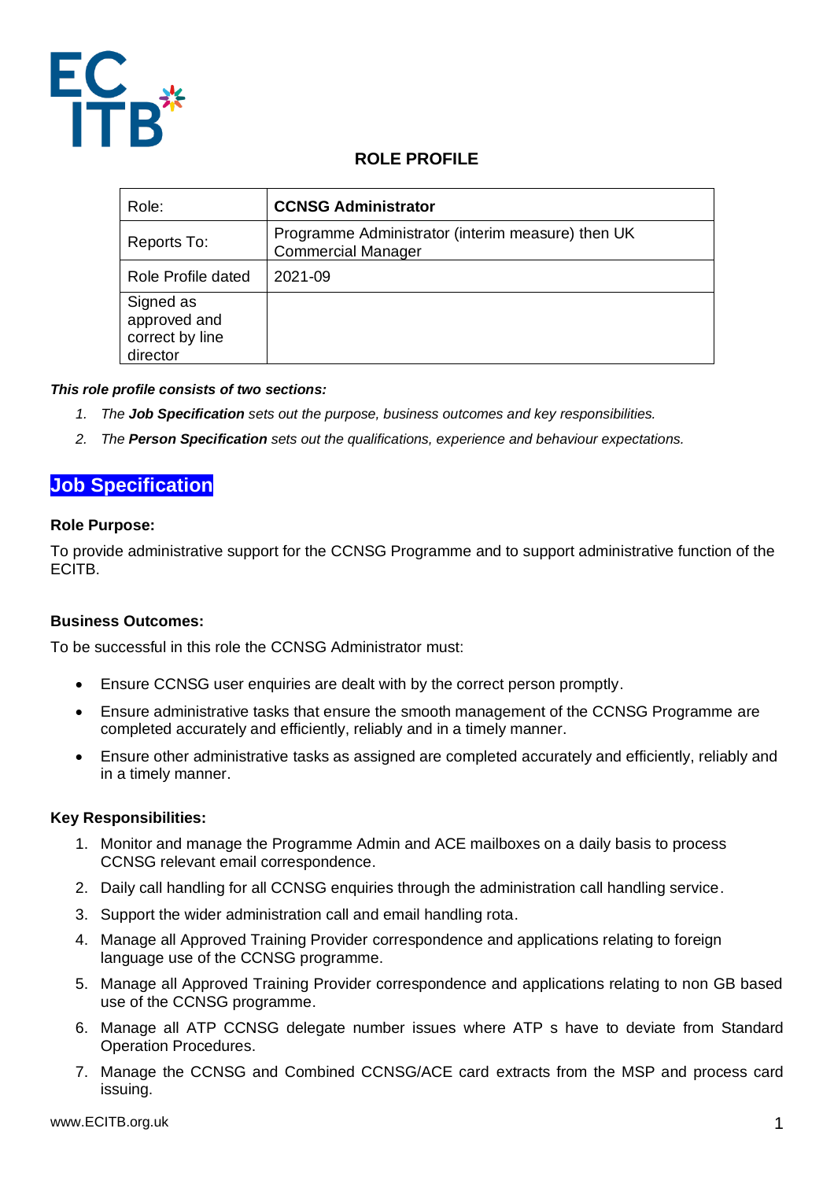# ROLE PROFILE

| Role: | **CCNSG Administrator** |
|---|---|
| Reports To: | Programme Administrator (interim measure) then UK Commercial Manager |
| Role Profile dated | 2021-09 |
| Signed as approved and correct by line director | |

***This role profile consists of two sections:***

1. *The **Job Specification** sets out the purpose, business outcomes and key responsibilities.*
2. *The **Person Specification** sets out the qualifications, experience and behaviour expectations.*

## Job Specification

**Role Purpose:**

To provide administrative support for the CCNSG Programme and to support administrative function of the ECITB.

**Business Outcomes:**

To be successful in this role the CCNSG Administrator must:

- Ensure CCNSG user enquiries are dealt with by the correct person promptly.
- Ensure administrative tasks that ensure the smooth management of the CCNSG Programme are completed accurately and efficiently, reliably and in a timely manner.
- Ensure other administrative tasks as assigned are completed accurately and efficiently, reliably and in a timely manner.

**Key Responsibilities:**

1. Monitor and manage the Programme Admin and ACE mailboxes on a daily basis to process CCNSG relevant email correspondence.
2. Daily call handling for all CCNSG enquiries through the administration call handling service.
3. Support the wider administration call and email handling rota.
4. Manage all Approved Training Provider correspondence and applications relating to foreign language use of the CCNSG programme.
5. Manage all Approved Training Provider correspondence and applications relating to non GB based use of the CCNSG programme.
6. Manage all ATP CCNSG delegate number issues where ATP s have to deviate from Standard Operation Procedures.
7. Manage the CCNSG and Combined CCNSG/ACE card extracts from the MSP and process card issuing.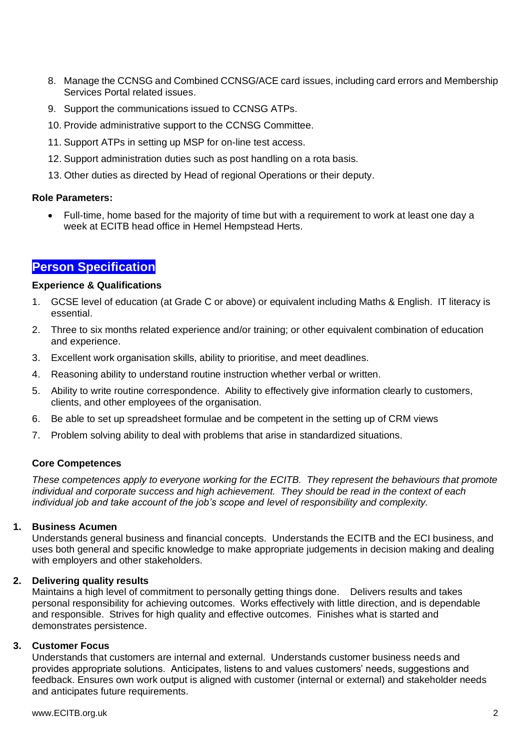8. Manage the CCNSG and Combined CCNSG/ACE card issues, including card errors and Membership Services Portal related issues.
9. Support the communications issued to CCNSG ATPs.
10. Provide administrative support to the CCNSG Committee.
11. Support ATPs in setting up MSP for on-line test access.
12. Support administration duties such as post handling on a rota basis.
13. Other duties as directed by Head of regional Operations or their deputy.

**Role Parameters:**

- Full-time, home based for the majority of time but with a requirement to work at least one day a week at ECITB head office in Hemel Hempstead Herts.

## Person Specification

**Experience & Qualifications**

1. GCSE level of education (at Grade C or above) or equivalent including Maths & English. IT literacy is essential.
2. Three to six months related experience and/or training; or other equivalent combination of education and experience.
3. Excellent work organisation skills, ability to prioritise, and meet deadlines.
4. Reasoning ability to understand routine instruction whether verbal or written.
5. Ability to write routine correspondence. Ability to effectively give information clearly to customers, clients, and other employees of the organisation.
6. Be able to set up spreadsheet formulae and be competent in the setting up of CRM views
7. Problem solving ability to deal with problems that arise in standardized situations.

**Core Competences**

*These competences apply to everyone working for the ECITB. They represent the behaviours that promote individual and corporate success and high achievement. They should be read in the context of each individual job and take account of the job's scope and level of responsibility and complexity.*

1. **Business Acumen**
   Understands general business and financial concepts. Understands the ECITB and the ECI business, and uses both general and specific knowledge to make appropriate judgements in decision making and dealing with employers and other stakeholders.

2. **Delivering quality results**
   Maintains a high level of commitment to personally getting things done. Delivers results and takes personal responsibility for achieving outcomes. Works effectively with little direction, and is dependable and responsible. Strives for high quality and effective outcomes. Finishes what is started and demonstrates persistence.

3. **Customer Focus**
   Understands that customers are internal and external. Understands customer business needs and provides appropriate solutions. Anticipates, listens to and values customers' needs, suggestions and feedback. Ensures own work output is aligned with customer (internal or external) and stakeholder needs and anticipates future requirements.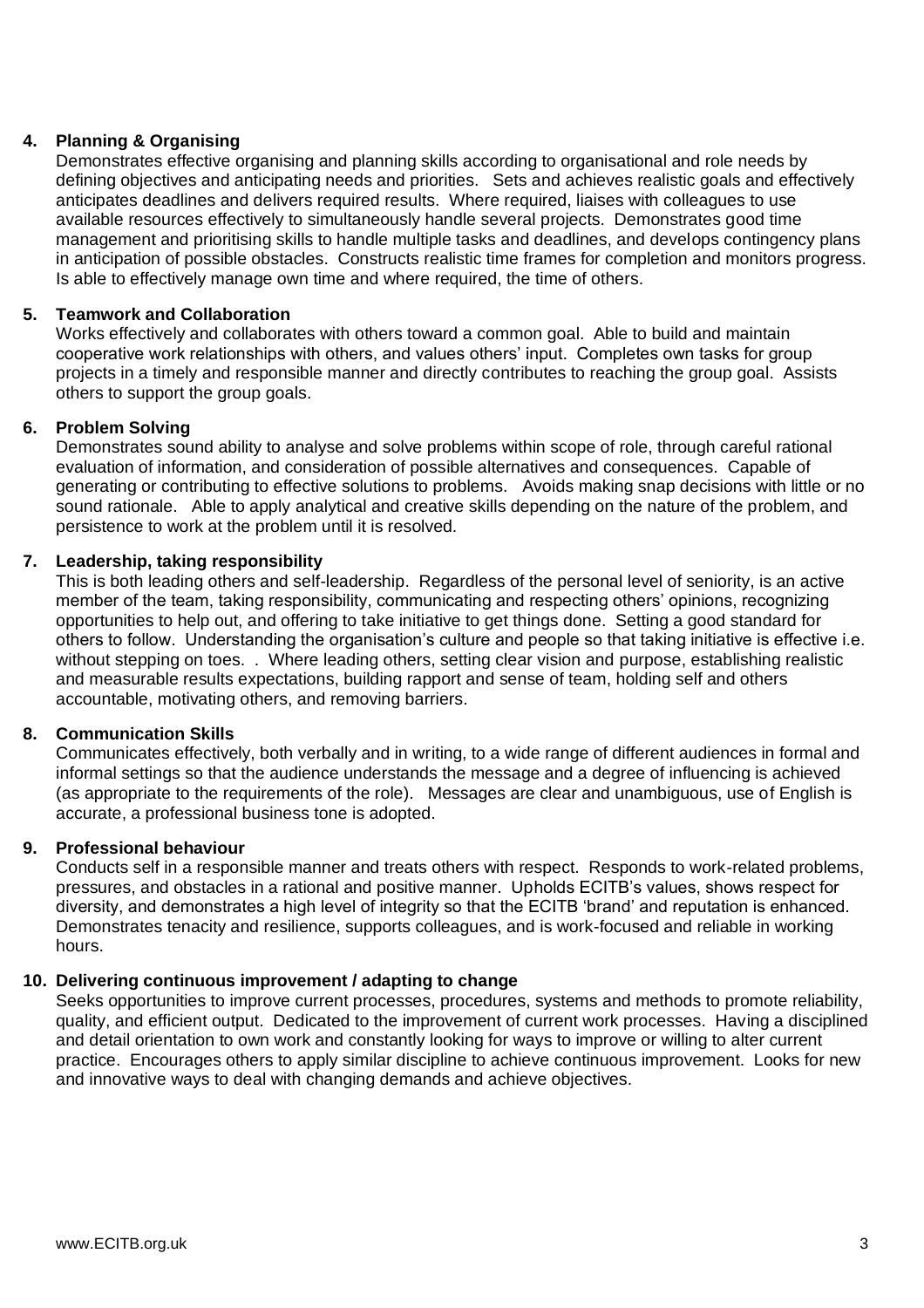**4. Planning & Organising**

Demonstrates effective organising and planning skills according to organisational and role needs by defining objectives and anticipating needs and priorities. Sets and achieves realistic goals and effectively anticipates deadlines and delivers required results. Where required, liaises with colleagues to use available resources effectively to simultaneously handle several projects. Demonstrates good time management and prioritising skills to handle multiple tasks and deadlines, and develops contingency plans in anticipation of possible obstacles. Constructs realistic time frames for completion and monitors progress. Is able to effectively manage own time and where required, the time of others.

**5. Teamwork and Collaboration**

Works effectively and collaborates with others toward a common goal. Able to build and maintain cooperative work relationships with others, and values others' input. Completes own tasks for group projects in a timely and responsible manner and directly contributes to reaching the group goal. Assists others to support the group goals.

**6. Problem Solving**

Demonstrates sound ability to analyse and solve problems within scope of role, through careful rational evaluation of information, and consideration of possible alternatives and consequences. Capable of generating or contributing to effective solutions to problems. Avoids making snap decisions with little or no sound rationale. Able to apply analytical and creative skills depending on the nature of the problem, and persistence to work at the problem until it is resolved.

**7. Leadership, taking responsibility**

This is both leading others and self-leadership. Regardless of the personal level of seniority, is an active member of the team, taking responsibility, communicating and respecting others' opinions, recognizing opportunities to help out, and offering to take initiative to get things done. Setting a good standard for others to follow. Understanding the organisation's culture and people so that taking initiative is effective i.e. without stepping on toes. . Where leading others, setting clear vision and purpose, establishing realistic and measurable results expectations, building rapport and sense of team, holding self and others accountable, motivating others, and removing barriers.

**8. Communication Skills**

Communicates effectively, both verbally and in writing, to a wide range of different audiences in formal and informal settings so that the audience understands the message and a degree of influencing is achieved (as appropriate to the requirements of the role). Messages are clear and unambiguous, use of English is accurate, a professional business tone is adopted.

**9. Professional behaviour**

Conducts self in a responsible manner and treats others with respect. Responds to work-related problems, pressures, and obstacles in a rational and positive manner. Upholds ECITB's values, shows respect for diversity, and demonstrates a high level of integrity so that the ECITB 'brand' and reputation is enhanced. Demonstrates tenacity and resilience, supports colleagues, and is work-focused and reliable in working hours.

**10. Delivering continuous improvement / adapting to change**

Seeks opportunities to improve current processes, procedures, systems and methods to promote reliability, quality, and efficient output. Dedicated to the improvement of current work processes. Having a disciplined and detail orientation to own work and constantly looking for ways to improve or willing to alter current practice. Encourages others to apply similar discipline to achieve continuous improvement. Looks for new and innovative ways to deal with changing demands and achieve objectives.